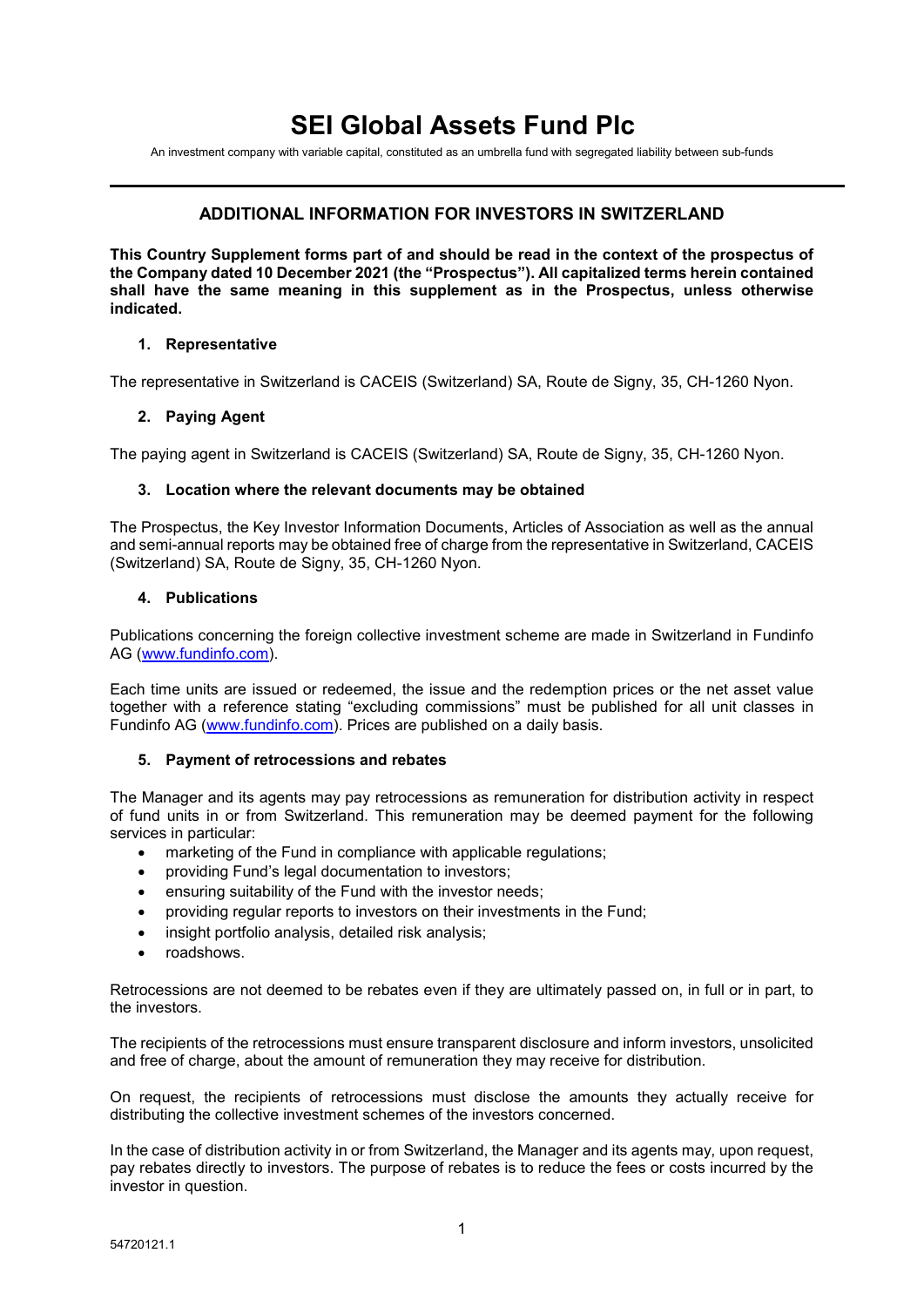# SEI Global Assets Fund Plc

An investment company with variable capital, constituted as an umbrella fund with segregated liability between sub-funds

## ADDITIONAL INFORMATION FOR INVESTORS IN SWITZERLAND

**This Country Supplement forms part of and should be read in the context of the prospectus of the Company dated 10 December 2021 (the "Prospectus"). All capitalized terms herein contained shall have the same meaning in this supplement as in the Prospectus, unless otherwise indicated.**

### 1. Representative

The representative in Switzerland is CACEIS (Switzerland) SA, Route de Signy, 35, CH-1260 Nyon.

### 2. Paying Agent

The paying agent in Switzerland is CACEIS (Switzerland) SA, Route de Signy, 35, CH-1260 Nyon.

### 3. Location where the relevant documents may be obtained

The Prospectus, the Key Investor Information Documents, Articles of Association as well as the annual and semi-annual reports may be obtained free of charge from the representative in Switzerland, CACEIS (Switzerland) SA, Route de Signy, 35, CH-1260 Nyon.

### 4. Publications

Publications concerning the foreign collective investment scheme are made in Switzerland in Fundinfo AG (www.fundinfo.com).

Each time units are issued or redeemed, the issue and the redemption prices or the net asset value together with a reference stating "excluding commissions" must be published for all unit classes in Fundinfo AG (www.fundinfo.com). Prices are published on a daily basis.

### 5. Payment of retrocessions and rebates

The Manager and its agents may pay retrocessions as remuneration for distribution activity in respect of fund units in or from Switzerland. This remuneration may be deemed payment for the following services in particular:

- marketing of the Fund in compliance with applicable regulations;
- providing Fund's legal documentation to investors;
- ensuring suitability of the Fund with the investor needs;
- providing regular reports to investors on their investments in the Fund;
- insight portfolio analysis, detailed risk analysis;
- roadshows.

Retrocessions are not deemed to be rebates even if they are ultimately passed on, in full or in part, to the investors.

The recipients of the retrocessions must ensure transparent disclosure and inform investors, unsolicited and free of charge, about the amount of remuneration they may receive for distribution.

On request, the recipients of retrocessions must disclose the amounts they actually receive for distributing the collective investment schemes of the investors concerned.

In the case of distribution activity in or from Switzerland, the Manager and its agents may, upon request, pay rebates directly to investors. The purpose of rebates is to reduce the fees or costs incurred by the investor in question.

54720121.1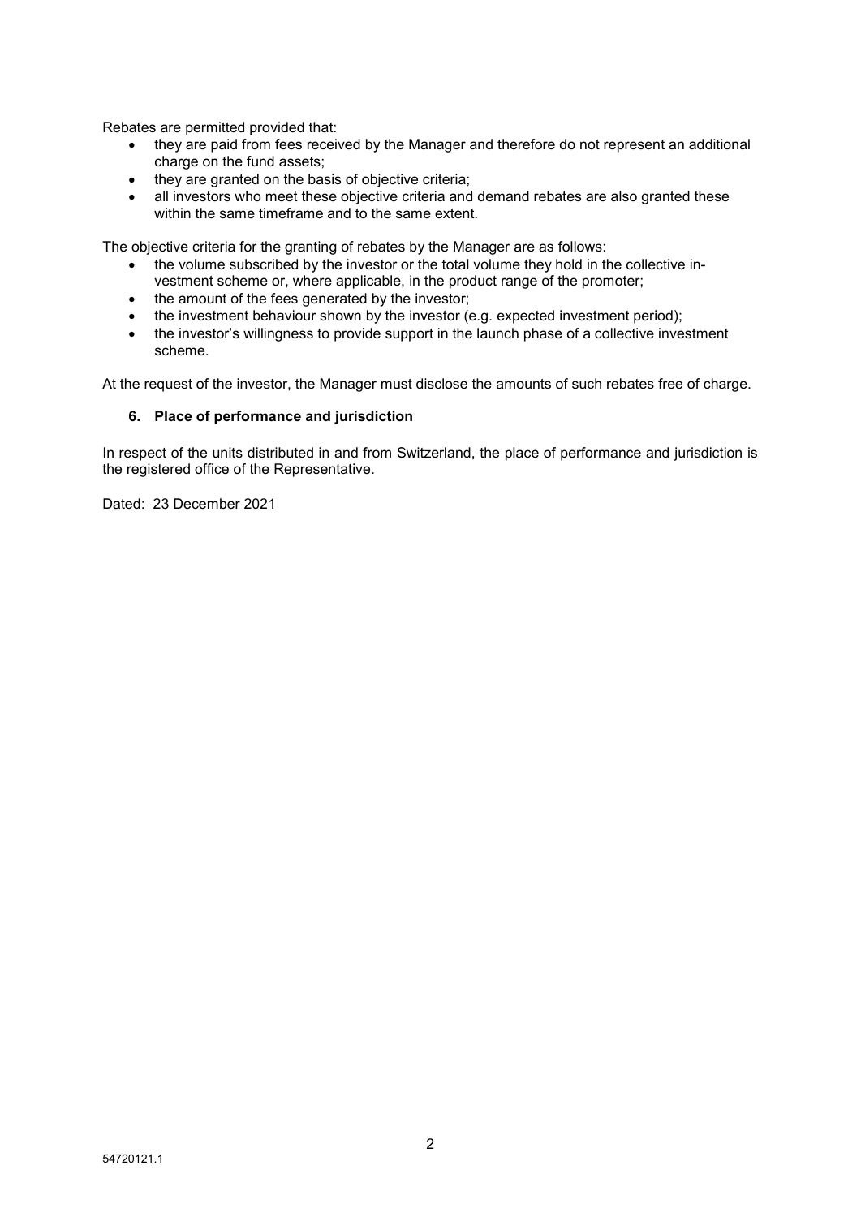Rebates are permitted provided that:

- they are paid from fees received by the Manager and therefore do not represent an additional charge on the fund assets;
- they are granted on the basis of objective criteria;
- all investors who meet these objective criteria and demand rebates are also granted these within the same timeframe and to the same extent.

The objective criteria for the granting of rebates by the Manager are as follows:

- the volume subscribed by the investor or the total volume they hold in the collective investment scheme or, where applicable, in the product range of the promoter;
- the amount of the fees generated by the investor;
- the investment behaviour shown by the investor (e.g. expected investment period);
- the investor's willingness to provide support in the launch phase of a collective investment scheme.

At the request of the investor, the Manager must disclose the amounts of such rebates free of charge.

## 6. Place of performance and jurisdiction

In respect of the units distributed in and from Switzerland, the place of performance and jurisdiction is the registered office of the Representative.

Dated: 23 December 2021

54720121.1